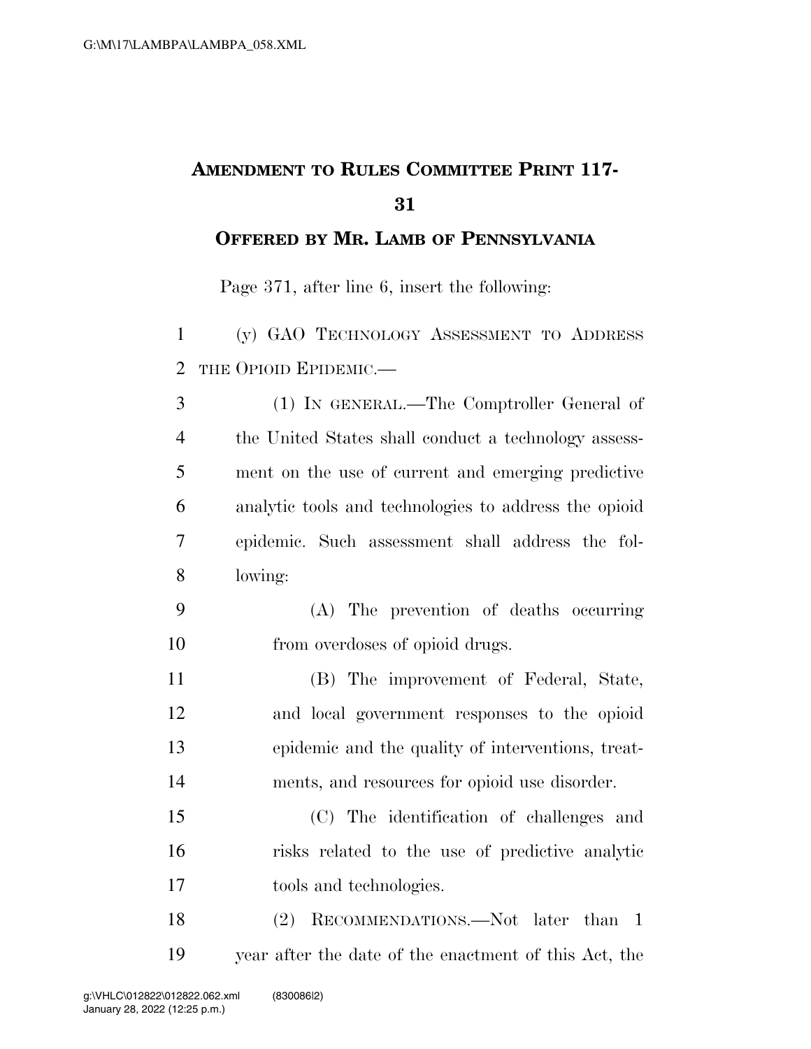## AMENDMENT TO RULES COMMITTEE PRINT 117-31

### OFFERED BY MR. LAMB OF PENNSYLVANIA

Page 371, after line 6, insert the following:

(y) GAO TECHNOLOGY ASSESSMENT TO ADDRESS THE OPIOID EPIDEMIC.—

(1) IN GENERAL.—The Comptroller General of the United States shall conduct a technology assessment on the use of current and emerging predictive analytic tools and technologies to address the opioid epidemic. Such assessment shall address the following:

(A) The prevention of deaths occurring from overdoses of opioid drugs.

(B) The improvement of Federal, State, and local government responses to the opioid epidemic and the quality of interventions, treatments, and resources for opioid use disorder.

(C) The identification of challenges and risks related to the use of predictive analytic tools and technologies.

(2) RECOMMENDATIONS.—Not later than 1 year after the date of the enactment of this Act, the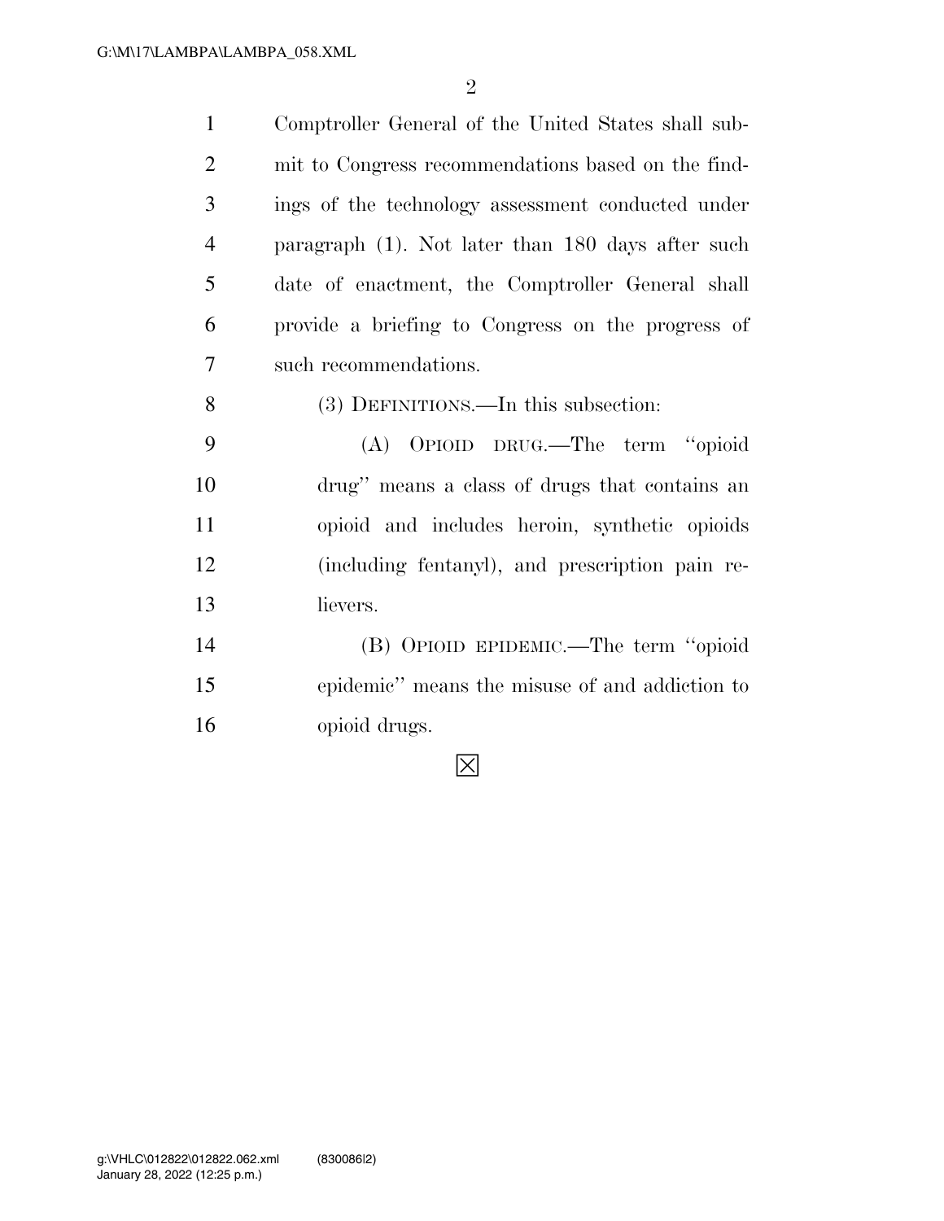Comptroller General of the United States shall submit to Congress recommendations based on the findings of the technology assessment conducted under paragraph (1). Not later than 180 days after such date of enactment, the Comptroller General shall provide a briefing to Congress on the progress of such recommendations.

(3) DEFINITIONS.—In this subsection:

(A) OPIOID DRUG.—The term ''opioid drug'' means a class of drugs that contains an opioid and includes heroin, synthetic opioids (including fentanyl), and prescription pain relievers.

(B) OPIOID EPIDEMIC.—The term ''opioid epidemic'' means the misuse of and addiction to opioid drugs.